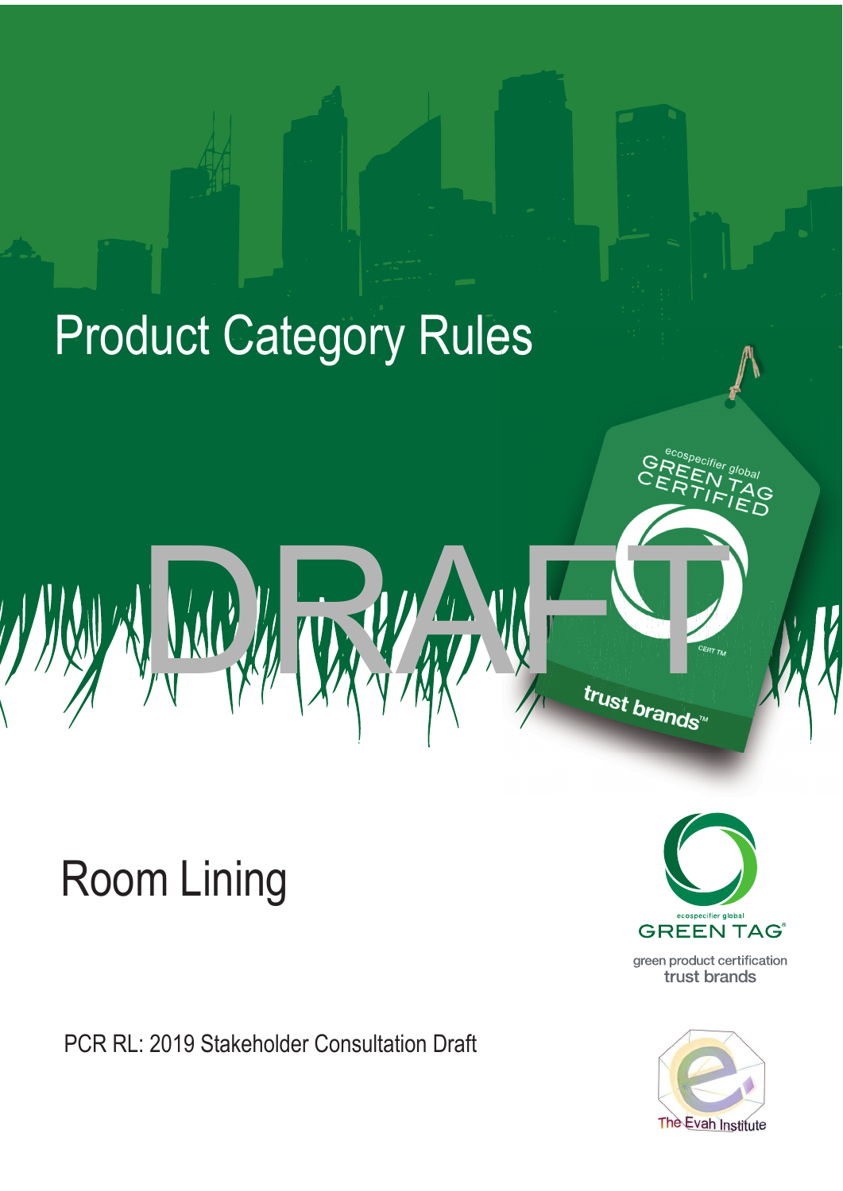# Product Category Rules

DRAFT

# Room Lining

PCR RL: 2019 Stakeholder Consultation Draft

ecospecifier global
GREEN TAG®
green product certification
trust brands

The Evah Institute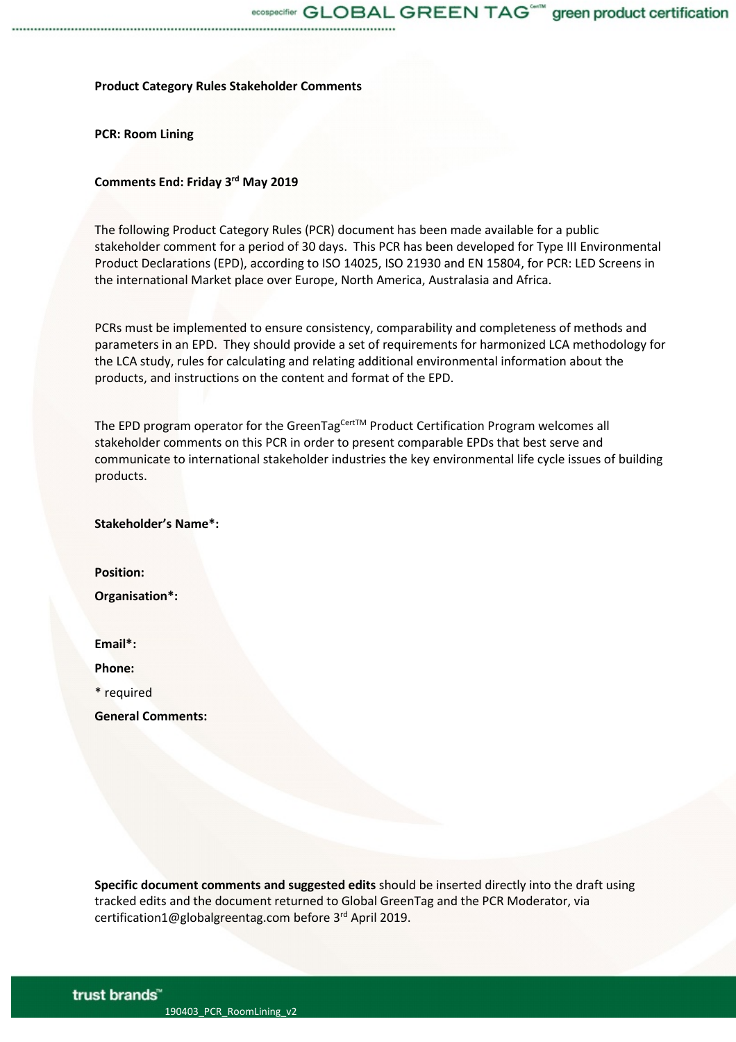**Product Category Rules Stakeholder Comments**

**PCR: Room Lining**

**Comments End: Friday 3rd May 2019**

The following Product Category Rules (PCR) document has been made available for a public stakeholder comment for a period of 30 days. This PCR has been developed for Type III Environmental Product Declarations (EPD), according to ISO 14025, ISO 21930 and EN 15804, for PCR: LED Screens in the international Market place over Europe, North America, Australasia and Africa.

PCRs must be implemented to ensure consistency, comparability and completeness of methods and parameters in an EPD. They should provide a set of requirements for harmonized LCA methodology for the LCA study, rules for calculating and relating additional environmental information about the products, and instructions on the content and format of the EPD.

The EPD program operator for the GreenTagCertTM Product Certification Program welcomes all stakeholder comments on this PCR in order to present comparable EPDs that best serve and communicate to international stakeholder industries the key environmental life cycle issues of building products.

**Stakeholder's Name*:**

**Position:**

**Organisation*:**

**Email*:**

**Phone:**

* required

**General Comments:**

**Specific document comments and suggested edits** should be inserted directly into the draft using tracked edits and the document returned to Global GreenTag and the PCR Moderator, via certification1@globalgreentag.com before 3rd April 2019.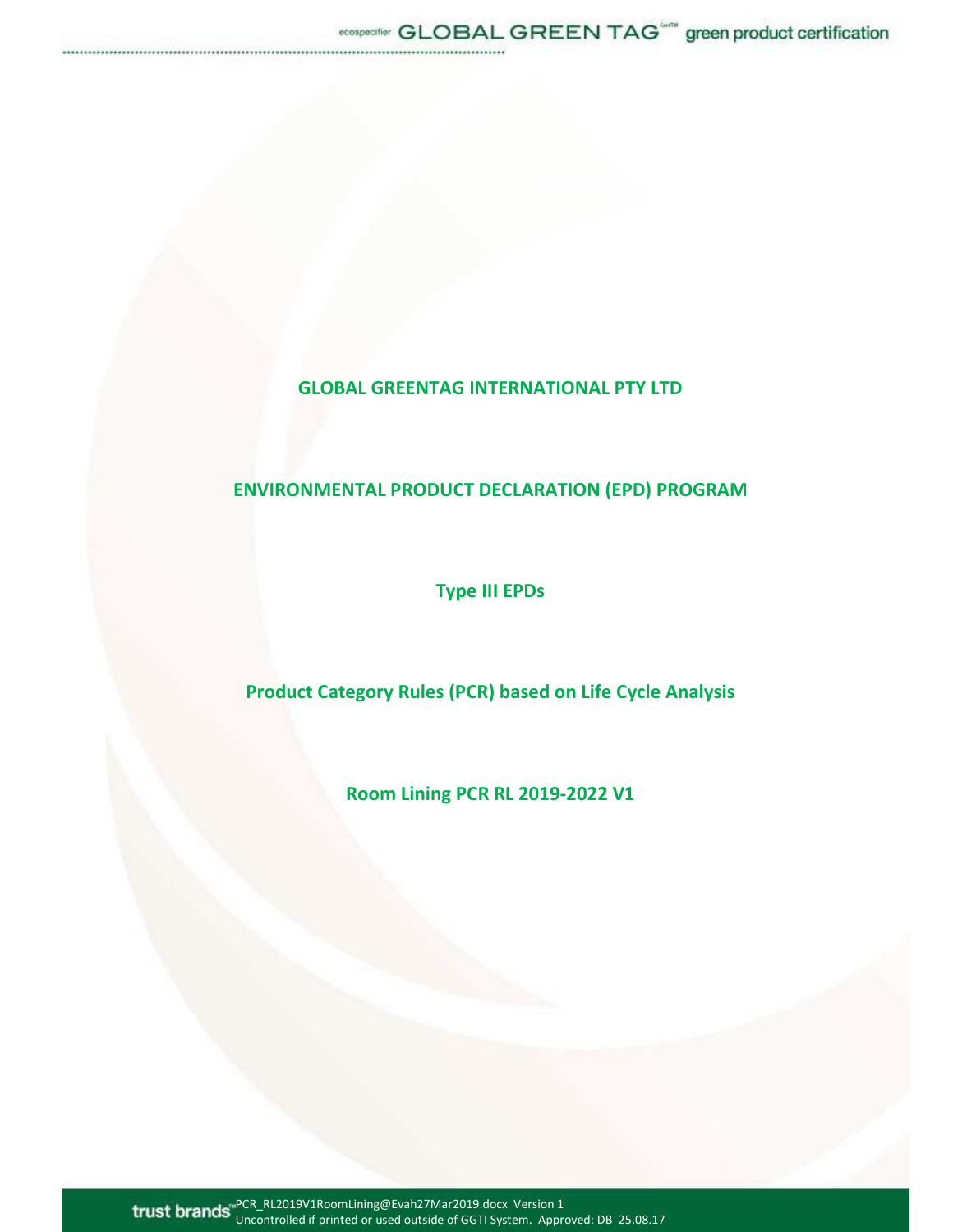**GLOBAL GREENTAG INTERNATIONAL PTY LTD**

**ENVIRONMENTAL PRODUCT DECLARATION (EPD) PROGRAM**

**Type III EPDs**

**Product Category Rules (PCR) based on Life Cycle Analysis**

**Room Lining PCR RL 2019-2022 V1**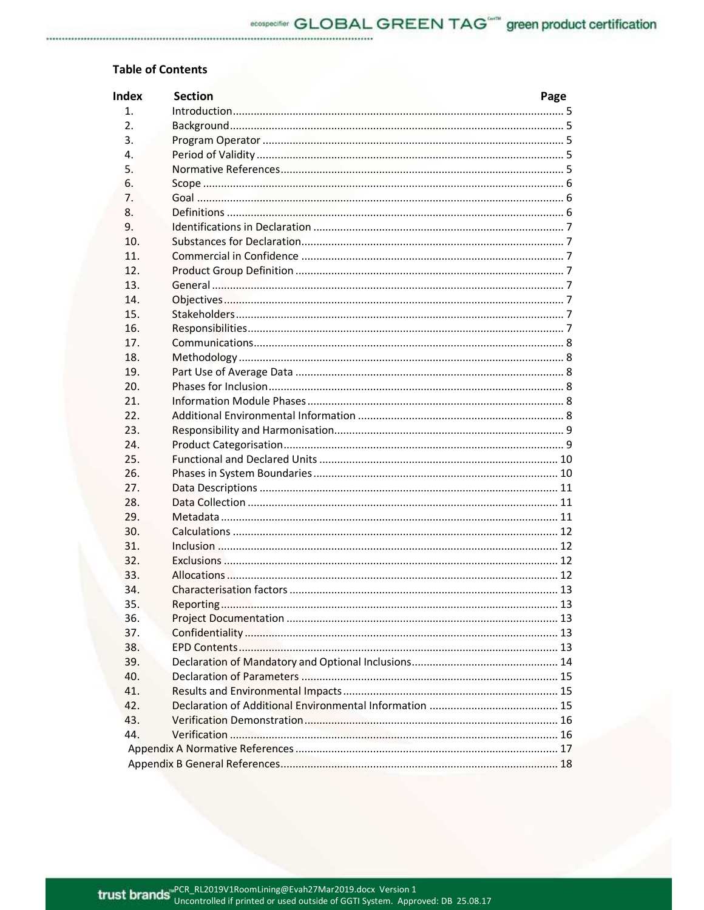## Table of Contents

| Index | Section | Page |
|---|---|---|
| 1. | Introduction | 5 |
| 2. | Background | 5 |
| 3. | Program Operator | 5 |
| 4. | Period of Validity | 5 |
| 5. | Normative References | 5 |
| 6. | Scope | 6 |
| 7. | Goal | 6 |
| 8. | Definitions | 6 |
| 9. | Identifications in Declaration | 7 |
| 10. | Substances for Declaration | 7 |
| 11. | Commercial in Confidence | 7 |
| 12. | Product Group Definition | 7 |
| 13. | General | 7 |
| 14. | Objectives | 7 |
| 15. | Stakeholders | 7 |
| 16. | Responsibilities | 7 |
| 17. | Communications | 8 |
| 18. | Methodology | 8 |
| 19. | Part Use of Average Data | 8 |
| 20. | Phases for Inclusion | 8 |
| 21. | Information Module Phases | 8 |
| 22. | Additional Environmental Information | 8 |
| 23. | Responsibility and Harmonisation | 9 |
| 24. | Product Categorisation | 9 |
| 25. | Functional and Declared Units | 10 |
| 26. | Phases in System Boundaries | 10 |
| 27. | Data Descriptions | 11 |
| 28. | Data Collection | 11 |
| 29. | Metadata | 11 |
| 30. | Calculations | 12 |
| 31. | Inclusion | 12 |
| 32. | Exclusions | 12 |
| 33. | Allocations | 12 |
| 34. | Characterisation factors | 13 |
| 35. | Reporting | 13 |
| 36. | Project Documentation | 13 |
| 37. | Confidentiality | 13 |
| 38. | EPD Contents | 13 |
| 39. | Declaration of Mandatory and Optional Inclusions | 14 |
| 40. | Declaration of Parameters | 15 |
| 41. | Results and Environmental Impacts | 15 |
| 42. | Declaration of Additional Environmental Information | 15 |
| 43. | Verification Demonstration | 16 |
| 44. | Verification | 16 |
| | Appendix A Normative References | 17 |
| | Appendix B General References | 18 |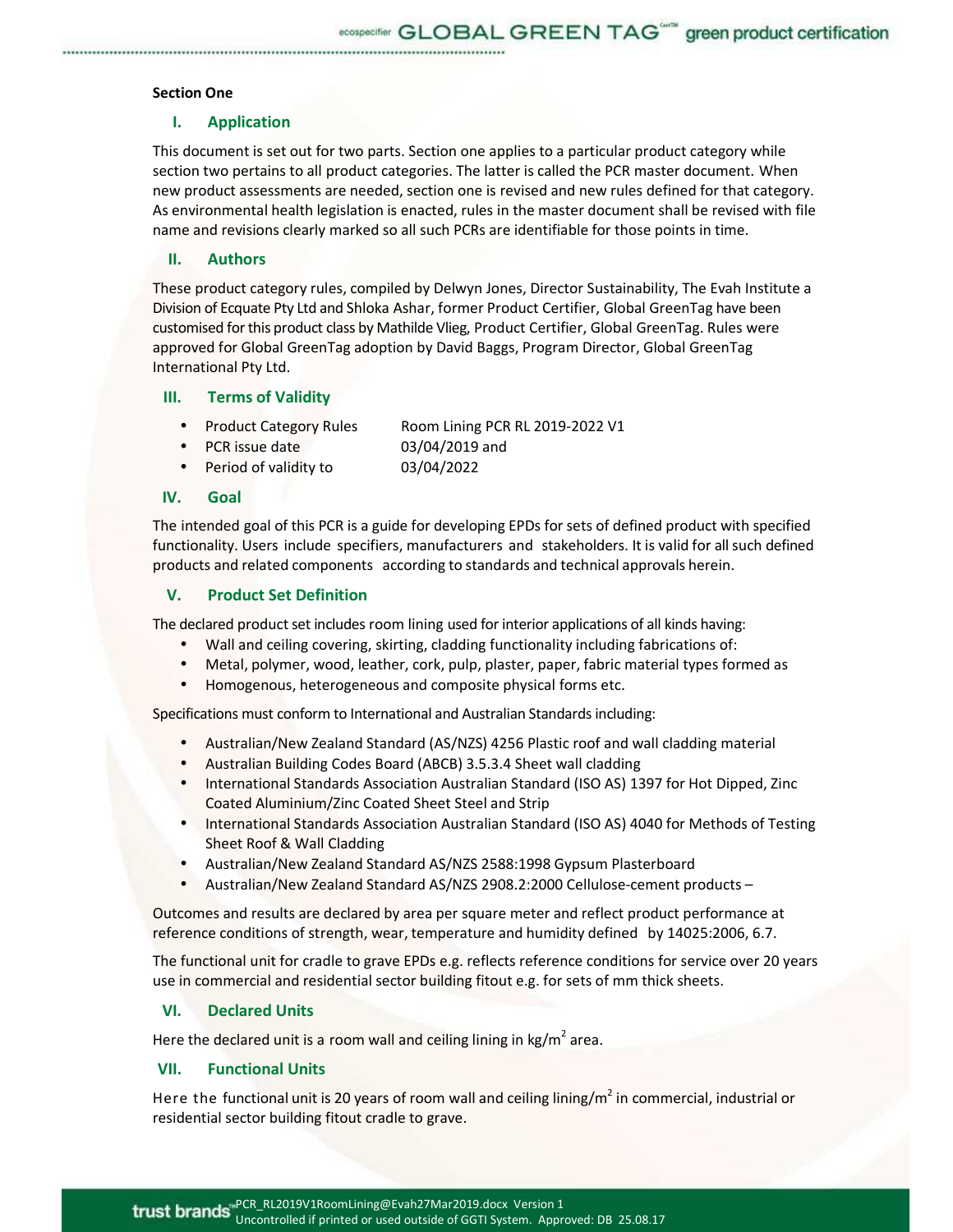**Section One**

## I. Application

This document is set out for two parts. Section one applies to a particular product category while section two pertains to all product categories. The latter is called the PCR master document. When new product assessments are needed, section one is revised and new rules defined for that category. As environmental health legislation is enacted, rules in the master document shall be revised with file name and revisions clearly marked so all such PCRs are identifiable for those points in time.

## II. Authors

These product category rules, compiled by Delwyn Jones, Director Sustainability, The Evah Institute a Division of Ecquate Pty Ltd and Shloka Ashar, former Product Certifier, Global GreenTag have been customised for this product class by Mathilde Vlieg, Product Certifier, Global GreenTag. Rules were approved for Global GreenTag adoption by David Baggs, Program Director, Global GreenTag International Pty Ltd.

## III. Terms of Validity

- Product Category Rules Room Lining PCR RL 2019-2022 V1
- PCR issue date 03/04/2019 and
- Period of validity to 03/04/2022

## IV. Goal

The intended goal of this PCR is a guide for developing EPDs for sets of defined product with specified functionality. Users include specifiers, manufacturers and stakeholders. It is valid for all such defined products and related components according to standards and technical approvals herein.

## V. Product Set Definition

The declared product set includes room lining used for interior applications of all kinds having:

- Wall and ceiling covering, skirting, cladding functionality including fabrications of:
- Metal, polymer, wood, leather, cork, pulp, plaster, paper, fabric material types formed as
- Homogenous, heterogeneous and composite physical forms etc.

Specifications must conform to International and Australian Standards including:

- Australian/New Zealand Standard (AS/NZS) 4256 Plastic roof and wall cladding material
- Australian Building Codes Board (ABCB) 3.5.3.4 Sheet wall cladding
- International Standards Association Australian Standard (ISO AS) 1397 for Hot Dipped, Zinc Coated Aluminium/Zinc Coated Sheet Steel and Strip
- International Standards Association Australian Standard (ISO AS) 4040 for Methods of Testing Sheet Roof & Wall Cladding
- Australian/New Zealand Standard AS/NZS 2588:1998 Gypsum Plasterboard
- Australian/New Zealand Standard AS/NZS 2908.2:2000 Cellulose-cement products –

Outcomes and results are declared by area per square meter and reflect product performance at reference conditions of strength, wear, temperature and humidity defined by 14025:2006, 6.7.

The functional unit for cradle to grave EPDs e.g. reflects reference conditions for service over 20 years use in commercial and residential sector building fitout e.g. for sets of mm thick sheets.

## VI. Declared Units

Here the declared unit is a room wall and ceiling lining in kg/m$^2$ area.

## VII. Functional Units

Here the functional unit is 20 years of room wall and ceiling lining/m$^2$ in commercial, industrial or residential sector building fitout cradle to grave.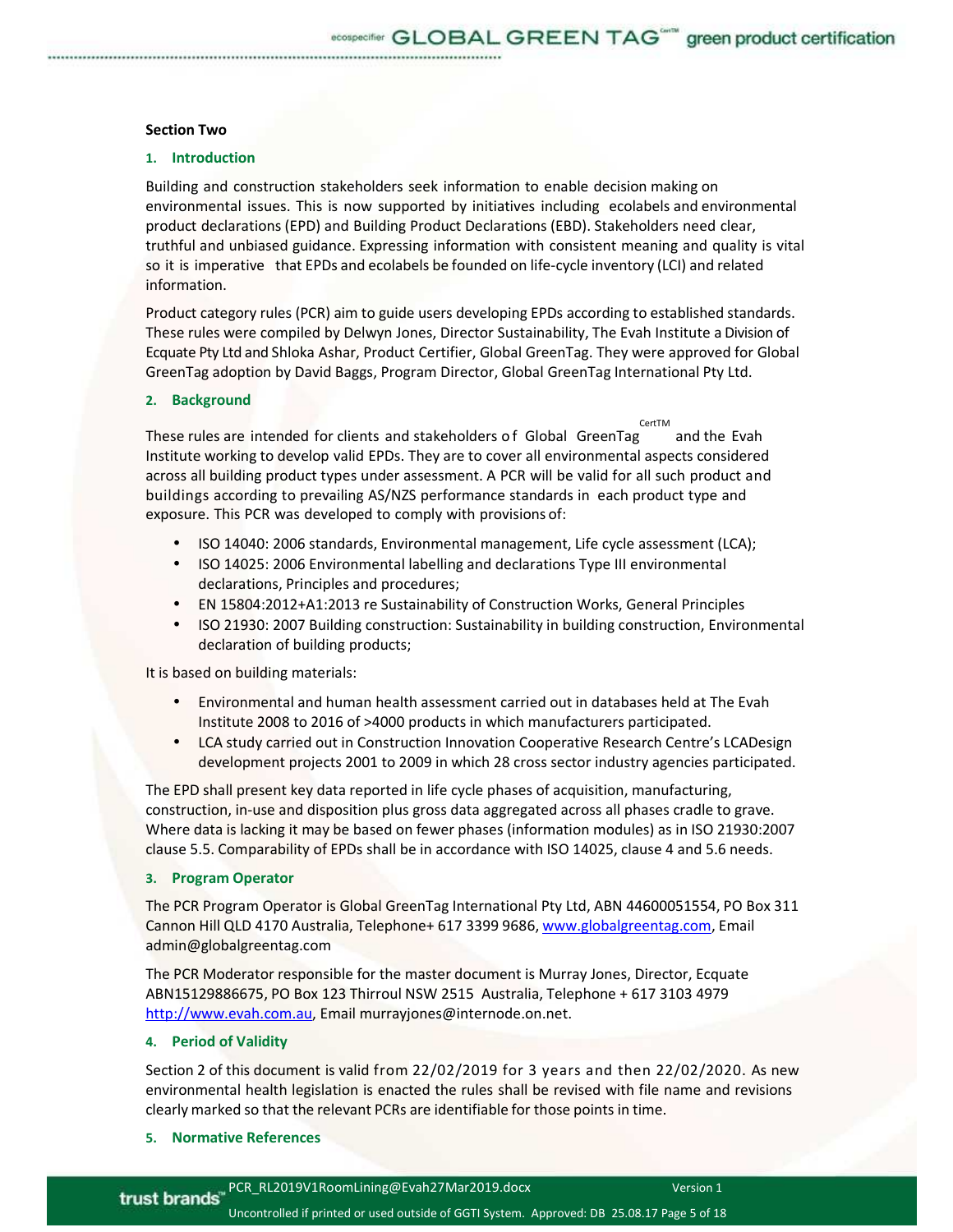**Section Two**

## 1. Introduction

Building and construction stakeholders seek information to enable decision making on environmental issues. This is now supported by initiatives including ecolabels and environmental product declarations (EPD) and Building Product Declarations (EBD). Stakeholders need clear, truthful and unbiased guidance. Expressing information with consistent meaning and quality is vital so it is imperative that EPDs and ecolabels be founded on life-cycle inventory (LCI) and related information.

Product category rules (PCR) aim to guide users developing EPDs according to established standards. These rules were compiled by Delwyn Jones, Director Sustainability, The Evah Institute a Division of Ecquate Pty Ltd and Shloka Ashar, Product Certifier, Global GreenTag. They were approved for Global GreenTag adoption by David Baggs, Program Director, Global GreenTag International Pty Ltd.

## 2. Background

These rules are intended for clients and stakeholders of Global GreenTag CertTM and the Evah Institute working to develop valid EPDs. They are to cover all environmental aspects considered across all building product types under assessment. A PCR will be valid for all such product and buildings according to prevailing AS/NZS performance standards in each product type and exposure. This PCR was developed to comply with provisions of:

- ISO 14040: 2006 standards, Environmental management, Life cycle assessment (LCA);
- ISO 14025: 2006 Environmental labelling and declarations Type III environmental declarations, Principles and procedures;
- EN 15804:2012+A1:2013 re Sustainability of Construction Works, General Principles
- ISO 21930: 2007 Building construction: Sustainability in building construction, Environmental declaration of building products;

It is based on building materials:

- Environmental and human health assessment carried out in databases held at The Evah Institute 2008 to 2016 of >4000 products in which manufacturers participated.
- LCA study carried out in Construction Innovation Cooperative Research Centre's LCADesign development projects 2001 to 2009 in which 28 cross sector industry agencies participated.

The EPD shall present key data reported in life cycle phases of acquisition, manufacturing, construction, in-use and disposition plus gross data aggregated across all phases cradle to grave. Where data is lacking it may be based on fewer phases (information modules) as in ISO 21930:2007 clause 5.5. Comparability of EPDs shall be in accordance with ISO 14025, clause 4 and 5.6 needs.

## 3. Program Operator

The PCR Program Operator is Global GreenTag International Pty Ltd, ABN 44600051554, PO Box 311 Cannon Hill QLD 4170 Australia, Telephone+ 617 3399 9686, www.globalgreentag.com, Email admin@globalgreentag.com

The PCR Moderator responsible for the master document is Murray Jones, Director, Ecquate ABN15129886675, PO Box 123 Thirroul NSW 2515 Australia, Telephone + 617 3103 4979 http://www.evah.com.au, Email murrayjones@internode.on.net.

## 4. Period of Validity

Section 2 of this document is valid from 22/02/2019 for 3 years and then 22/02/2020. As new environmental health legislation is enacted the rules shall be revised with file name and revisions clearly marked so that the relevant PCRs are identifiable for those points in time.

## 5. Normative References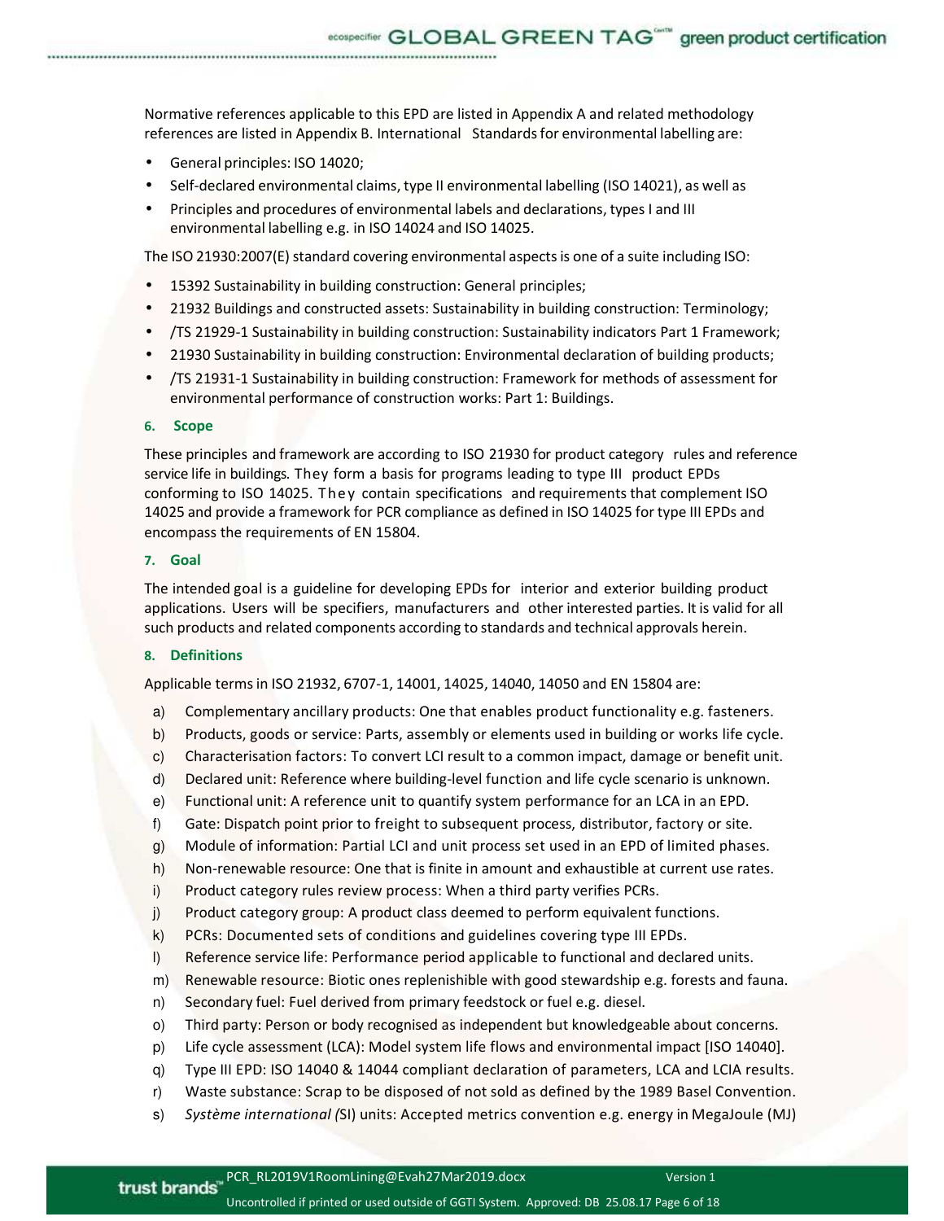Normative references applicable to this EPD are listed in Appendix A and related methodology references are listed in Appendix B. International Standards for environmental labelling are:

- General principles: ISO 14020;
- Self-declared environmental claims, type II environmental labelling (ISO 14021), as well as
- Principles and procedures of environmental labels and declarations, types I and III environmental labelling e.g. in ISO 14024 and ISO 14025.

The ISO 21930:2007(E) standard covering environmental aspects is one of a suite including ISO:

- 15392 Sustainability in building construction: General principles;
- 21932 Buildings and constructed assets: Sustainability in building construction: Terminology;
- /TS 21929-1 Sustainability in building construction: Sustainability indicators Part 1 Framework;
- 21930 Sustainability in building construction: Environmental declaration of building products;
- /TS 21931-1 Sustainability in building construction: Framework for methods of assessment for environmental performance of construction works: Part 1: Buildings.

## 6. Scope

These principles and framework are according to ISO 21930 for product category rules and reference service life in buildings. They form a basis for programs leading to type III product EPDs conforming to ISO 14025. They contain specifications and requirements that complement ISO 14025 and provide a framework for PCR compliance as defined in ISO 14025 for type III EPDs and encompass the requirements of EN 15804.

## 7. Goal

The intended goal is a guideline for developing EPDs for interior and exterior building product applications. Users will be specifiers, manufacturers and other interested parties. It is valid for all such products and related components according to standards and technical approvals herein.

## 8. Definitions

Applicable terms in ISO 21932, 6707-1, 14001, 14025, 14040, 14050 and EN 15804 are:

a) Complementary ancillary products: One that enables product functionality e.g. fasteners.
b) Products, goods or service: Parts, assembly or elements used in building or works life cycle.
c) Characterisation factors: To convert LCI result to a common impact, damage or benefit unit.
d) Declared unit: Reference where building-level function and life cycle scenario is unknown.
e) Functional unit: A reference unit to quantify system performance for an LCA in an EPD.
f) Gate: Dispatch point prior to freight to subsequent process, distributor, factory or site.
g) Module of information: Partial LCI and unit process set used in an EPD of limited phases.
h) Non-renewable resource: One that is finite in amount and exhaustible at current use rates.
i) Product category rules review process: When a third party verifies PCRs.
j) Product category group: A product class deemed to perform equivalent functions.
k) PCRs: Documented sets of conditions and guidelines covering type III EPDs.
l) Reference service life: Performance period applicable to functional and declared units.
m) Renewable resource: Biotic ones replenishible with good stewardship e.g. forests and fauna.
n) Secondary fuel: Fuel derived from primary feedstock or fuel e.g. diesel.
o) Third party: Person or body recognised as independent but knowledgeable about concerns.
p) Life cycle assessment (LCA): Model system life flows and environmental impact [ISO 14040].
q) Type III EPD: ISO 14040 & 14044 compliant declaration of parameters, LCA and LCIA results.
r) Waste substance: Scrap to be disposed of not sold as defined by the 1989 Basel Convention.
s) *Système international (*SI) units: Accepted metrics convention e.g. energy in MegaJoule (MJ)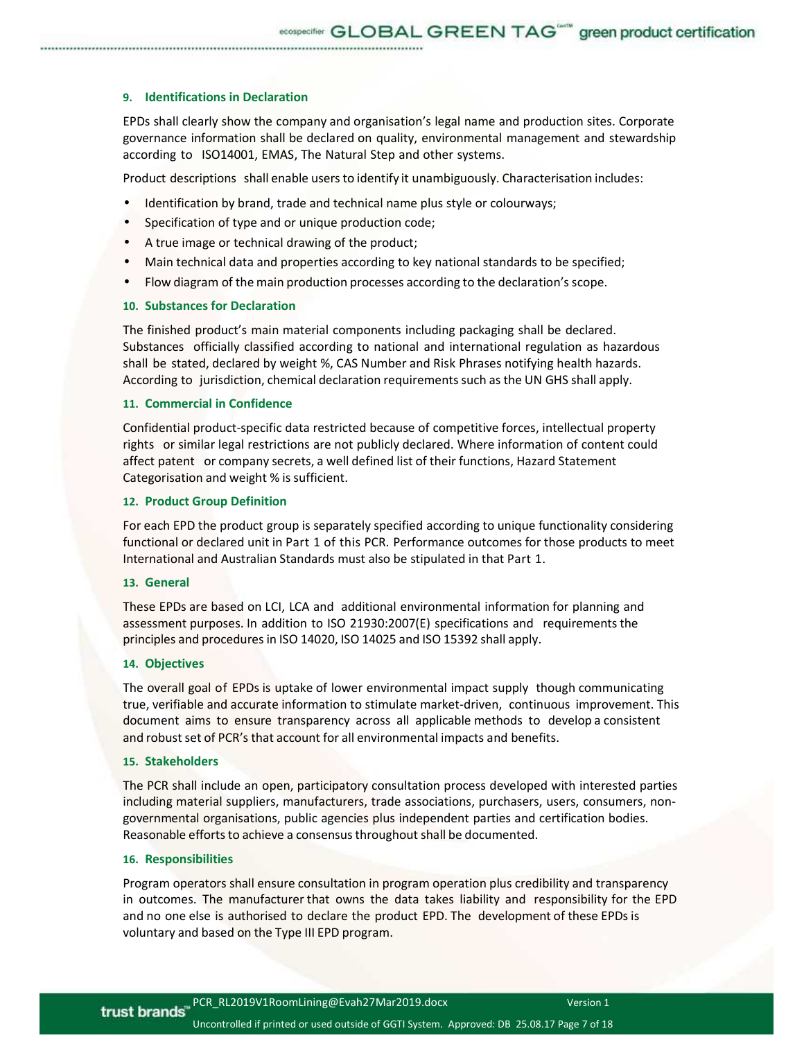## 9. Identifications in Declaration

EPDs shall clearly show the company and organisation's legal name and production sites. Corporate governance information shall be declared on quality, environmental management and stewardship according to ISO14001, EMAS, The Natural Step and other systems.

Product descriptions shall enable users to identify it unambiguously. Characterisation includes:

- Identification by brand, trade and technical name plus style or colourways;
- Specification of type and or unique production code;
- A true image or technical drawing of the product;
- Main technical data and properties according to key national standards to be specified;
- Flow diagram of the main production processes according to the declaration's scope.

## 10. Substances for Declaration

The finished product's main material components including packaging shall be declared. Substances officially classified according to national and international regulation as hazardous shall be stated, declared by weight %, CAS Number and Risk Phrases notifying health hazards. According to jurisdiction, chemical declaration requirements such as the UN GHS shall apply.

## 11. Commercial in Confidence

Confidential product-specific data restricted because of competitive forces, intellectual property rights or similar legal restrictions are not publicly declared. Where information of content could affect patent or company secrets, a well defined list of their functions, Hazard Statement Categorisation and weight % is sufficient.

## 12. Product Group Definition

For each EPD the product group is separately specified according to unique functionality considering functional or declared unit in Part 1 of this PCR. Performance outcomes for those products to meet International and Australian Standards must also be stipulated in that Part 1.

## 13. General

These EPDs are based on LCI, LCA and additional environmental information for planning and assessment purposes. In addition to ISO 21930:2007(E) specifications and requirements the principles and procedures in ISO 14020, ISO 14025 and ISO 15392 shall apply.

## 14. Objectives

The overall goal of EPDs is uptake of lower environmental impact supply though communicating true, verifiable and accurate information to stimulate market-driven, continuous improvement. This document aims to ensure transparency across all applicable methods to develop a consistent and robust set of PCR's that account for all environmental impacts and benefits.

## 15. Stakeholders

The PCR shall include an open, participatory consultation process developed with interested parties including material suppliers, manufacturers, trade associations, purchasers, users, consumers, non-governmental organisations, public agencies plus independent parties and certification bodies. Reasonable efforts to achieve a consensus throughout shall be documented.

## 16. Responsibilities

Program operators shall ensure consultation in program operation plus credibility and transparency in outcomes. The manufacturer that owns the data takes liability and responsibility for the EPD and no one else is authorised to declare the product EPD. The development of these EPDs is voluntary and based on the Type III EPD program.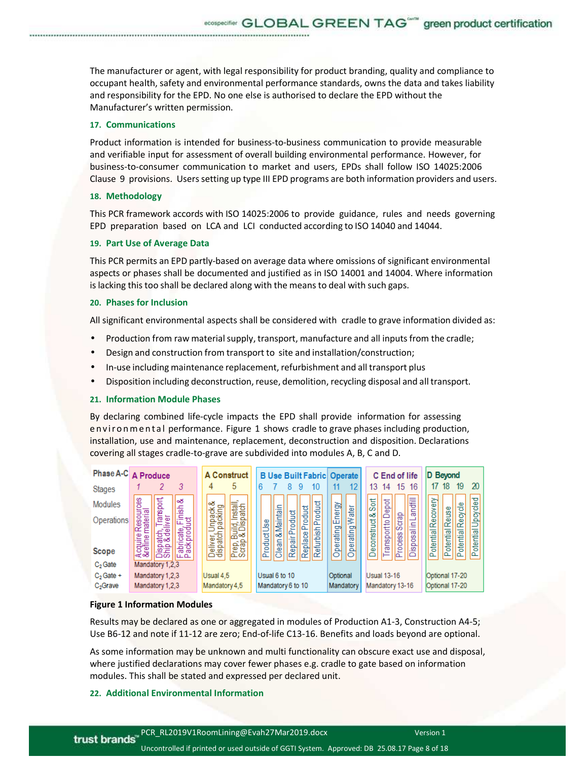The manufacturer or agent, with legal responsibility for product branding, quality and compliance to occupant health, safety and environmental performance standards, owns the data and takes liability and responsibility for the EPD. No one else is authorised to declare the EPD without the Manufacturer's written permission.

### 17. Communications

Product information is intended for business-to-business communication to provide measurable and verifiable input for assessment of overall building environmental performance. However, for business-to-consumer communication to market and users, EPDs shall follow ISO 14025:2006 Clause 9 provisions. Users setting up type III EPD programs are both information providers and users.

### 18. Methodology

This PCR framework accords with ISO 14025:2006 to provide guidance, rules and needs governing EPD preparation based on LCA and LCI conducted according to ISO 14040 and 14044.

### 19. Part Use of Average Data

This PCR permits an EPD partly-based on average data where omissions of significant environmental aspects or phases shall be documented and justified as in ISO 14001 and 14004. Where information is lacking this too shall be declared along with the means to deal with such gaps.

### 20. Phases for Inclusion

All significant environmental aspects shall be considered with cradle to grave information divided as:

- Production from raw material supply, transport, manufacture and all inputs from the cradle;
- Design and construction from transport to site and installation/construction;
- In-use including maintenance replacement, refurbishment and all transport plus
- Disposition including deconstruction, reuse, demolition, recycling disposal and all transport.

### 21. Information Module Phases

By declaring combined life-cycle impacts the EPD shall provide information for assessing environmental performance. Figure 1 shows cradle to grave phases including production, installation, use and maintenance, replacement, deconstruction and disposition. Declarations covering all stages cradle-to-grave are subdivided into modules A, B, C and D.

| Phase A-C | A Produce | | | A Construct | | B Use Built Fabric | | | | | Operate | | C End of life | | | | D Beyond | | | |
|---|---|---|---|---|---|---|---|---|---|---|---|---|---|---|---|---|---|---|---|---|
| Stages | 1 | 2 | 3 | 4 | 5 | 6 | 7 | 8 | 9 | 10 | 11 | 12 | 13 | 14 | 15 | 16 | 17 | 18 | 19 | 20 |
| Modules / Operations | Acquire Resources & refine material | Dispatch, Transport, Ship & deliver | Fabricate, Finish & Pack product | Deliver, Unpack & dispatch packing | Prep, Build, Install, Scrap & Dispatch | Product Use | Clean & Maintain | Repair Product | Replace Product | Refurbish Product | Operating Energy | Operating Water | Deconstruct & Sort | Transport to Depot | Process Scrap | Disposal in Landfill | Potential Recovery | Potential Reuse | Potential Recycle | Potential Upcycled |
| Scope | | | | | | | | | | | | | | | | | | | | |
| $C_2$ Gate | Mandatory 1,2,3 | | | | | | | | | | | | | | | | | | | |
| $C_2$ Gate + | Mandatory 1,2,3 | | | Usual 4,5 | | Usual 6 to 10 | | | | | Optional | | Usual 13-16 | | | | Optional 17-20 | | | |
| $C_2$ Grave | Mandatory 1,2,3 | | | Mandatory 4,5 | | Mandatory 6 to 10 | | | | | Mandatory | | Mandatory 13-16 | | | | Optional 17-20 | | | |

**Figure 1 Information Modules**

Results may be declared as one or aggregated in modules of Production A1-3, Construction A4-5; Use B6-12 and note if 11-12 are zero; End-of-life C13-16. Benefits and loads beyond are optional.

As some information may be unknown and multi functionality can obscure exact use and disposal, where justified declarations may cover fewer phases e.g. cradle to gate based on information modules. This shall be stated and expressed per declared unit.

### 22. Additional Environmental Information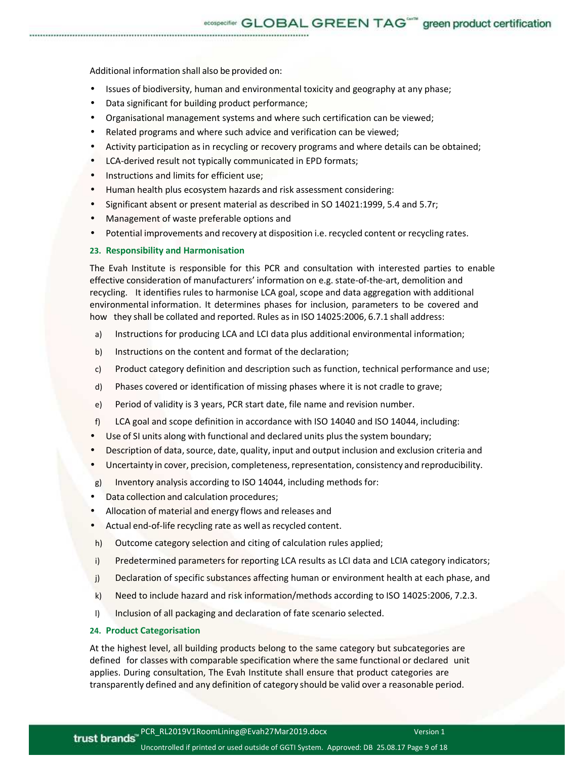Additional information shall also be provided on:

- Issues of biodiversity, human and environmental toxicity and geography at any phase;
- Data significant for building product performance;
- Organisational management systems and where such certification can be viewed;
- Related programs and where such advice and verification can be viewed;
- Activity participation as in recycling or recovery programs and where details can be obtained;
- LCA-derived result not typically communicated in EPD formats;
- Instructions and limits for efficient use;
- Human health plus ecosystem hazards and risk assessment considering:
- Significant absent or present material as described in SO 14021:1999, 5.4 and 5.7r;
- Management of waste preferable options and
- Potential improvements and recovery at disposition i.e. recycled content or recycling rates.

### 23. Responsibility and Harmonisation

The Evah Institute is responsible for this PCR and consultation with interested parties to enable effective consideration of manufacturers' information on e.g. state-of-the-art, demolition and recycling. It identifies rules to harmonise LCA goal, scope and data aggregation with additional environmental information. It determines phases for inclusion, parameters to be covered and how they shall be collated and reported. Rules as in ISO 14025:2006, 6.7.1 shall address:

a) Instructions for producing LCA and LCI data plus additional environmental information;

b) Instructions on the content and format of the declaration;

c) Product category definition and description such as function, technical performance and use;

d) Phases covered or identification of missing phases where it is not cradle to grave;

e) Period of validity is 3 years, PCR start date, file name and revision number.

f) LCA goal and scope definition in accordance with ISO 14040 and ISO 14044, including:

- Use of SI units along with functional and declared units plus the system boundary;
- Description of data, source, date, quality, input and output inclusion and exclusion criteria and
- Uncertainty in cover, precision, completeness, representation, consistency and reproducibility.

g) Inventory analysis according to ISO 14044, including methods for:

- Data collection and calculation procedures;
- Allocation of material and energy flows and releases and
- Actual end-of-life recycling rate as well as recycled content.

h) Outcome category selection and citing of calculation rules applied;

i) Predetermined parameters for reporting LCA results as LCI data and LCIA category indicators;

j) Declaration of specific substances affecting human or environment health at each phase, and

k) Need to include hazard and risk information/methods according to ISO 14025:2006, 7.2.3.

l) Inclusion of all packaging and declaration of fate scenario selected.

### 24. Product Categorisation

At the highest level, all building products belong to the same category but subcategories are defined for classes with comparable specification where the same functional or declared unit applies. During consultation, The Evah Institute shall ensure that product categories are transparently defined and any definition of category should be valid over a reasonable period.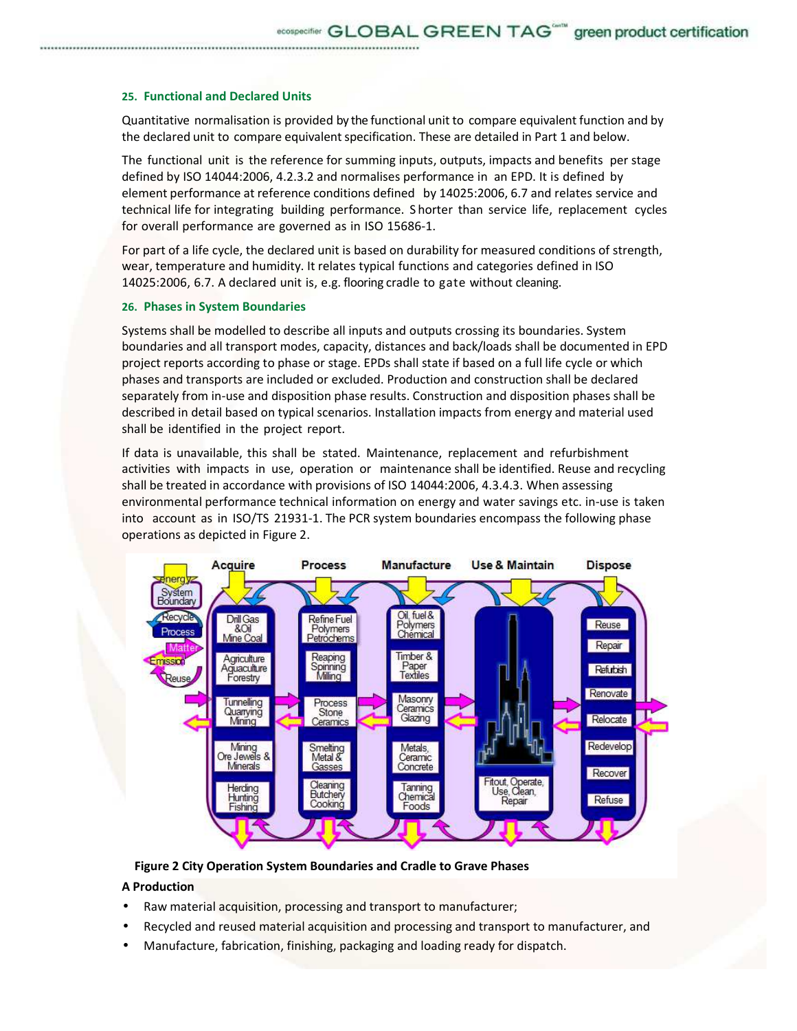## 25. Functional and Declared Units

Quantitative normalisation is provided by the functional unit to compare equivalent function and by the declared unit to compare equivalent specification. These are detailed in Part 1 and below.

The functional unit is the reference for summing inputs, outputs, impacts and benefits per stage defined by ISO 14044:2006, 4.2.3.2 and normalises performance in an EPD. It is defined by element performance at reference conditions defined by 14025:2006, 6.7 and relates service and technical life for integrating building performance. Shorter than service life, replacement cycles for overall performance are governed as in ISO 15686-1.

For part of a life cycle, the declared unit is based on durability for measured conditions of strength, wear, temperature and humidity. It relates typical functions and categories defined in ISO 14025:2006, 6.7. A declared unit is, e.g. flooring cradle to gate without cleaning.

## 26. Phases in System Boundaries

Systems shall be modelled to describe all inputs and outputs crossing its boundaries. System boundaries and all transport modes, capacity, distances and back/loads shall be documented in EPD project reports according to phase or stage. EPDs shall state if based on a full life cycle or which phases and transports are included or excluded. Production and construction shall be declared separately from in-use and disposition phase results. Construction and disposition phases shall be described in detail based on typical scenarios. Installation impacts from energy and material used shall be identified in the project report.

If data is unavailable, this shall be stated. Maintenance, replacement and refurbishment activities with impacts in use, operation or maintenance shall be identified. Reuse and recycling shall be treated in accordance with provisions of ISO 14044:2006, 4.3.4.3. When assessing environmental performance technical information on energy and water savings etc. in-use is taken into account as in ISO/TS 21931-1. The PCR system boundaries encompass the following phase operations as depicted in Figure 2.

**Figure 2 City Operation System Boundaries and Cradle to Grave Phases**

**A Production**

- Raw material acquisition, processing and transport to manufacturer;
- Recycled and reused material acquisition and processing and transport to manufacturer, and
- Manufacture, fabrication, finishing, packaging and loading ready for dispatch.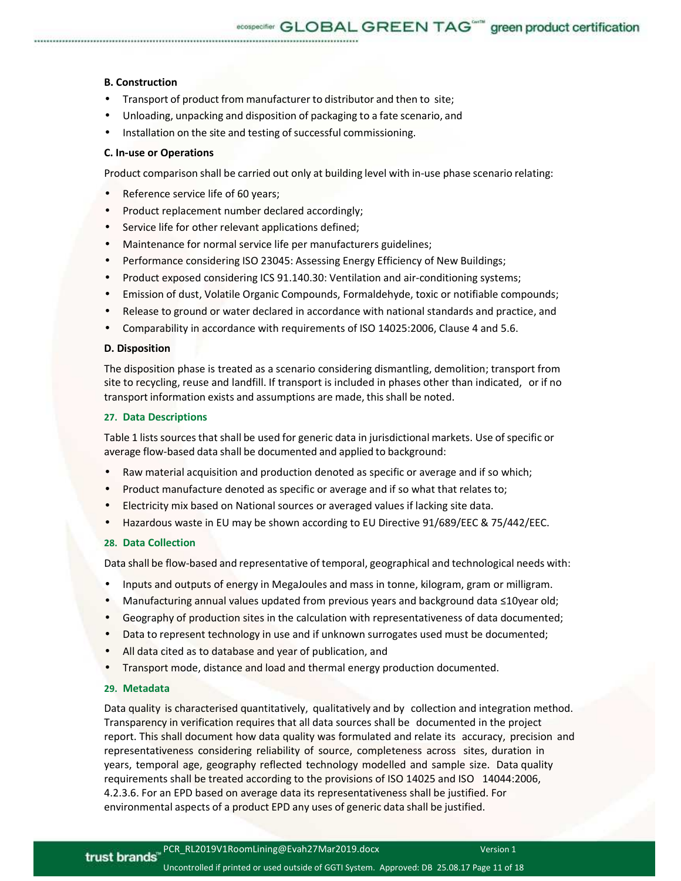**B. Construction**

- Transport of product from manufacturer to distributor and then to site;
- Unloading, unpacking and disposition of packaging to a fate scenario, and
- Installation on the site and testing of successful commissioning.

**C. In-use or Operations**

Product comparison shall be carried out only at building level with in-use phase scenario relating:

- Reference service life of 60 years;
- Product replacement number declared accordingly;
- Service life for other relevant applications defined;
- Maintenance for normal service life per manufacturers guidelines;
- Performance considering ISO 23045: Assessing Energy Efficiency of New Buildings;
- Product exposed considering ICS 91.140.30: Ventilation and air-conditioning systems;
- Emission of dust, Volatile Organic Compounds, Formaldehyde, toxic or notifiable compounds;
- Release to ground or water declared in accordance with national standards and practice, and
- Comparability in accordance with requirements of ISO 14025:2006, Clause 4 and 5.6.

**D. Disposition**

The disposition phase is treated as a scenario considering dismantling, demolition; transport from site to recycling, reuse and landfill. If transport is included in phases other than indicated, or if no transport information exists and assumptions are made, this shall be noted.

## 27. Data Descriptions

Table 1 lists sources that shall be used for generic data in jurisdictional markets. Use of specific or average flow-based data shall be documented and applied to background:

- Raw material acquisition and production denoted as specific or average and if so which;
- Product manufacture denoted as specific or average and if so what that relates to;
- Electricity mix based on National sources or averaged values if lacking site data.
- Hazardous waste in EU may be shown according to EU Directive 91/689/EEC & 75/442/EEC.

## 28. Data Collection

Data shall be flow-based and representative of temporal, geographical and technological needs with:

- Inputs and outputs of energy in MegaJoules and mass in tonne, kilogram, gram or milligram.
- Manufacturing annual values updated from previous years and background data ≤10year old;
- Geography of production sites in the calculation with representativeness of data documented;
- Data to represent technology in use and if unknown surrogates used must be documented;
- All data cited as to database and year of publication, and
- Transport mode, distance and load and thermal energy production documented.

## 29. Metadata

Data quality is characterised quantitatively, qualitatively and by collection and integration method. Transparency in verification requires that all data sources shall be documented in the project report. This shall document how data quality was formulated and relate its accuracy, precision and representativeness considering reliability of source, completeness across sites, duration in years, temporal age, geography reflected technology modelled and sample size. Data quality requirements shall be treated according to the provisions of ISO 14025 and ISO 14044:2006, 4.2.3.6. For an EPD based on average data its representativeness shall be justified. For environmental aspects of a product EPD any uses of generic data shall be justified.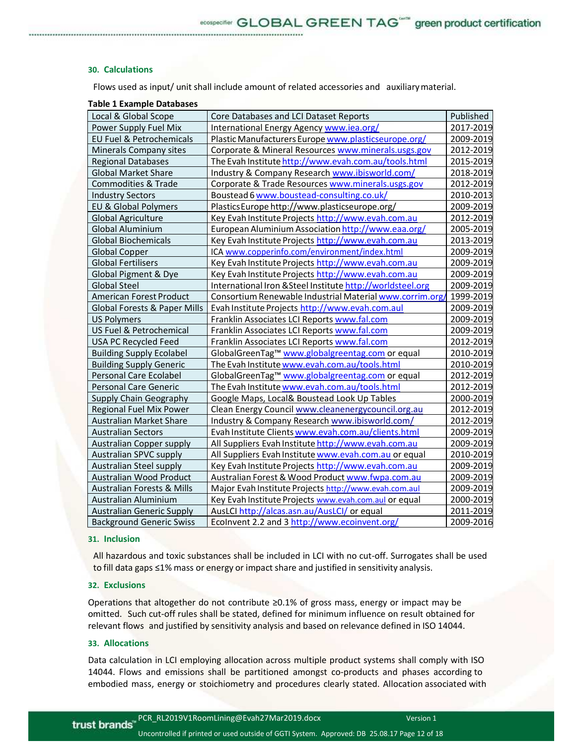## 30. Calculations

Flows used as input/ unit shall include amount of related accessories and auxiliary material.

**Table 1 Example Databases**

| Local & Global Scope | Core Databases and LCI Dataset Reports | Published |
|---|---|---|
| Power Supply Fuel Mix | International Energy Agency www.iea.org/ | 2017-2019 |
| EU Fuel & Petrochemicals | Plastic Manufacturers Europe www.plasticseurope.org/ | 2009-2019 |
| Minerals Company sites | Corporate & Mineral Resources www.minerals.usgs.gov | 2012-2019 |
| Regional Databases | The Evah Institute http://www.evah.com.au/tools.html | 2015-2019 |
| Global Market Share | Industry & Company Research www.ibisworld.com/ | 2018-2019 |
| Commodities & Trade | Corporate & Trade Resources www.minerals.usgs.gov | 2012-2019 |
| Industry Sectors | Boustead 6 www.boustead-consulting.co.uk/ | 2010-2013 |
| EU & Global Polymers | PlasticsEurope http://www.plasticseurope.org/ | 2009-2019 |
| Global Agriculture | Key Evah Institute Projects http://www.evah.com.au | 2012-2019 |
| Global Aluminium | European Aluminium Association http://www.eaa.org/ | 2005-2019 |
| Global Biochemicals | Key Evah Institute Projects http://www.evah.com.au | 2013-2019 |
| Global Copper | ICA www.copperinfo.com/environment/index.html | 2009-2019 |
| Global Fertilisers | Key Evah Institute Projects http://www.evah.com.au | 2009-2019 |
| Global Pigment & Dye | Key Evah Institute Projects http://www.evah.com.au | 2009-2019 |
| Global Steel | International Iron &Steel Institute http://worldsteel.org | 2009-2019 |
| American Forest Product | Consortium Renewable Industrial Material www.corrim.org/ | 1999-2019 |
| Global Forests & Paper Mills | Evah Institute Projects http://www.evah.com.aul | 2009-2019 |
| US Polymers | Franklin Associates LCI Reports www.fal.com | 2009-2019 |
| US Fuel & Petrochemical | Franklin Associates LCI Reports www.fal.com | 2009-2019 |
| USA PC Recycled Feed | Franklin Associates LCI Reports www.fal.com | 2012-2019 |
| Building Supply Ecolabel | GlobalGreenTag™ www.globalgreentag.com or equal | 2010-2019 |
| Building Supply Generic | The Evah Institute www.evah.com.au/tools.html | 2010-2019 |
| Personal Care Ecolabel | GlobalGreenTag™ www.globalgreentag.com or equal | 2012-2019 |
| Personal Care Generic | The Evah Institute www.evah.com.au/tools.html | 2012-2019 |
| Supply Chain Geography | Google Maps, Local& Boustead Look Up Tables | 2000-2019 |
| Regional Fuel Mix Power | Clean Energy Council www.cleanenergycouncil.org.au | 2012-2019 |
| Australian Market Share | Industry & Company Research www.ibisworld.com/ | 2012-2019 |
| Australian Sectors | Evah Institute Clients www.evah.com.au/clients.html | 2009-2019 |
| Australian Copper supply | All Suppliers Evah Institute http://www.evah.com.au | 2009-2019 |
| Australian SPVC supply | All Suppliers Evah Institute www.evah.com.au or equal | 2010-2019 |
| Australian Steel supply | Key Evah Institute Projects http://www.evah.com.au | 2009-2019 |
| Australian Wood Product | Australian Forest & Wood Product www.fwpa.com.au | 2009-2019 |
| Australian Forests & Mills | Major Evah Institute Projects http://www.evah.com.aul | 2009-2019 |
| Australian Aluminium | Key Evah Institute Projects www.evah.com.aul or equal | 2000-2019 |
| Australian Generic Supply | AusLCI http://alcas.asn.au/AusLCI/ or equal | 2011-2019 |
| Background Generic Swiss | EcoInvent 2.2 and 3 http://www.ecoinvent.org/ | 2009-2016 |

## 31. Inclusion

All hazardous and toxic substances shall be included in LCI with no cut-off. Surrogates shall be used to fill data gaps ≤1% mass or energy or impact share and justified in sensitivity analysis.

## 32. Exclusions

Operations that altogether do not contribute ≥0.1% of gross mass, energy or impact may be omitted. Such cut-off rules shall be stated, defined for minimum influence on result obtained for relevant flows and justified by sensitivity analysis and based on relevance defined in ISO 14044.

## 33. Allocations

Data calculation in LCI employing allocation across multiple product systems shall comply with ISO 14044. Flows and emissions shall be partitioned amongst co-products and phases according to embodied mass, energy or stoichiometry and procedures clearly stated. Allocation associated with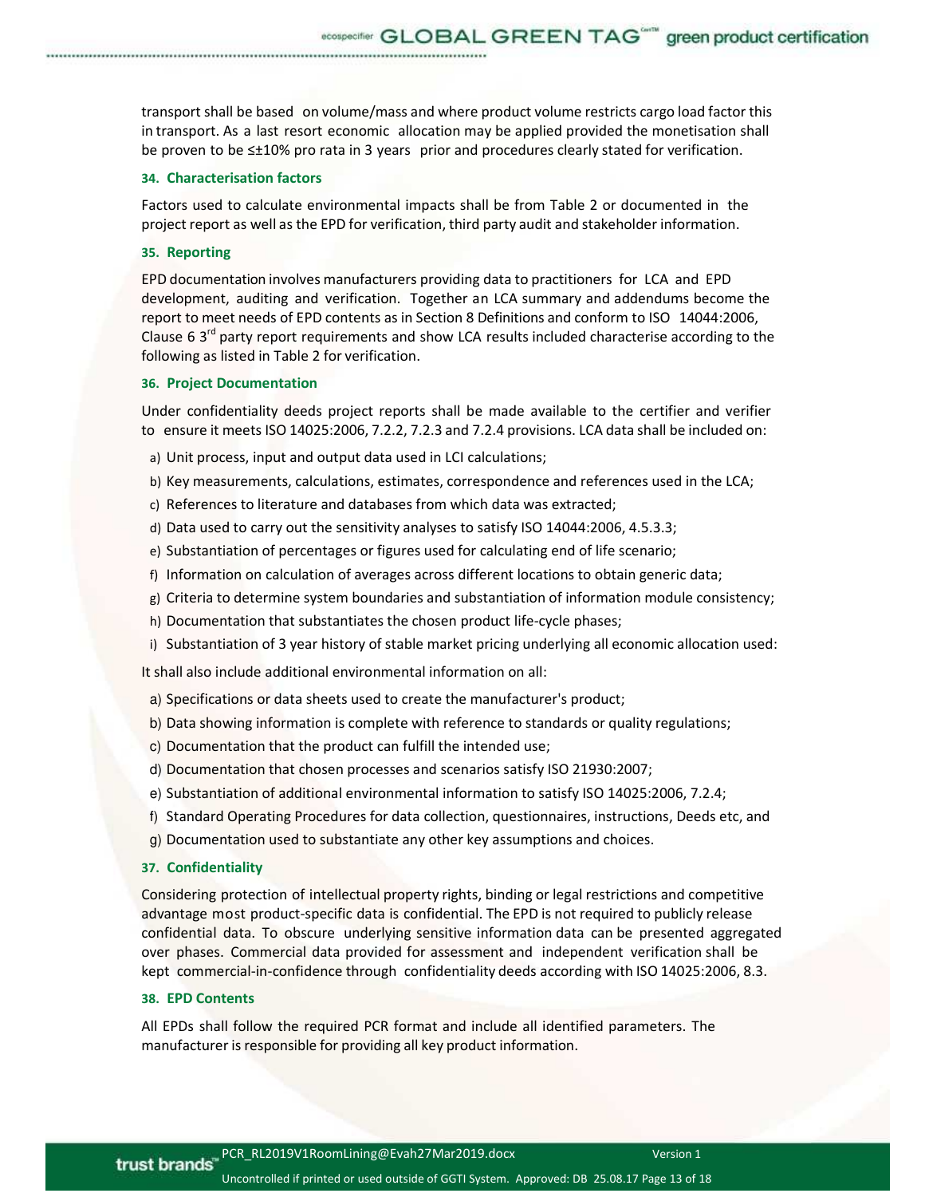transport shall be based on volume/mass and where product volume restricts cargo load factor this in transport. As a last resort economic allocation may be applied provided the monetisation shall be proven to be ≤±10% pro rata in 3 years prior and procedures clearly stated for verification.

### 34. Characterisation factors

Factors used to calculate environmental impacts shall be from Table 2 or documented in the project report as well as the EPD for verification, third party audit and stakeholder information.

### 35. Reporting

EPD documentation involves manufacturers providing data to practitioners for LCA and EPD development, auditing and verification. Together an LCA summary and addendums become the report to meet needs of EPD contents as in Section 8 Definitions and conform to ISO 14044:2006, Clause 6 3rd party report requirements and show LCA results included characterise according to the following as listed in Table 2 for verification.

### 36. Project Documentation

Under confidentiality deeds project reports shall be made available to the certifier and verifier to ensure it meets ISO 14025:2006, 7.2.2, 7.2.3 and 7.2.4 provisions. LCA data shall be included on:

a) Unit process, input and output data used in LCI calculations;
b) Key measurements, calculations, estimates, correspondence and references used in the LCA;
c) References to literature and databases from which data was extracted;
d) Data used to carry out the sensitivity analyses to satisfy ISO 14044:2006, 4.5.3.3;
e) Substantiation of percentages or figures used for calculating end of life scenario;
f) Information on calculation of averages across different locations to obtain generic data;
g) Criteria to determine system boundaries and substantiation of information module consistency;
h) Documentation that substantiates the chosen product life-cycle phases;
i) Substantiation of 3 year history of stable market pricing underlying all economic allocation used:

It shall also include additional environmental information on all:

a) Specifications or data sheets used to create the manufacturer's product;
b) Data showing information is complete with reference to standards or quality regulations;
c) Documentation that the product can fulfill the intended use;
d) Documentation that chosen processes and scenarios satisfy ISO 21930:2007;
e) Substantiation of additional environmental information to satisfy ISO 14025:2006, 7.2.4;
f) Standard Operating Procedures for data collection, questionnaires, instructions, Deeds etc, and
g) Documentation used to substantiate any other key assumptions and choices.

### 37. Confidentiality

Considering protection of intellectual property rights, binding or legal restrictions and competitive advantage most product-specific data is confidential. The EPD is not required to publicly release confidential data. To obscure underlying sensitive information data can be presented aggregated over phases. Commercial data provided for assessment and independent verification shall be kept commercial-in-confidence through confidentiality deeds according with ISO 14025:2006, 8.3.

### 38. EPD Contents

All EPDs shall follow the required PCR format and include all identified parameters. The manufacturer is responsible for providing all key product information.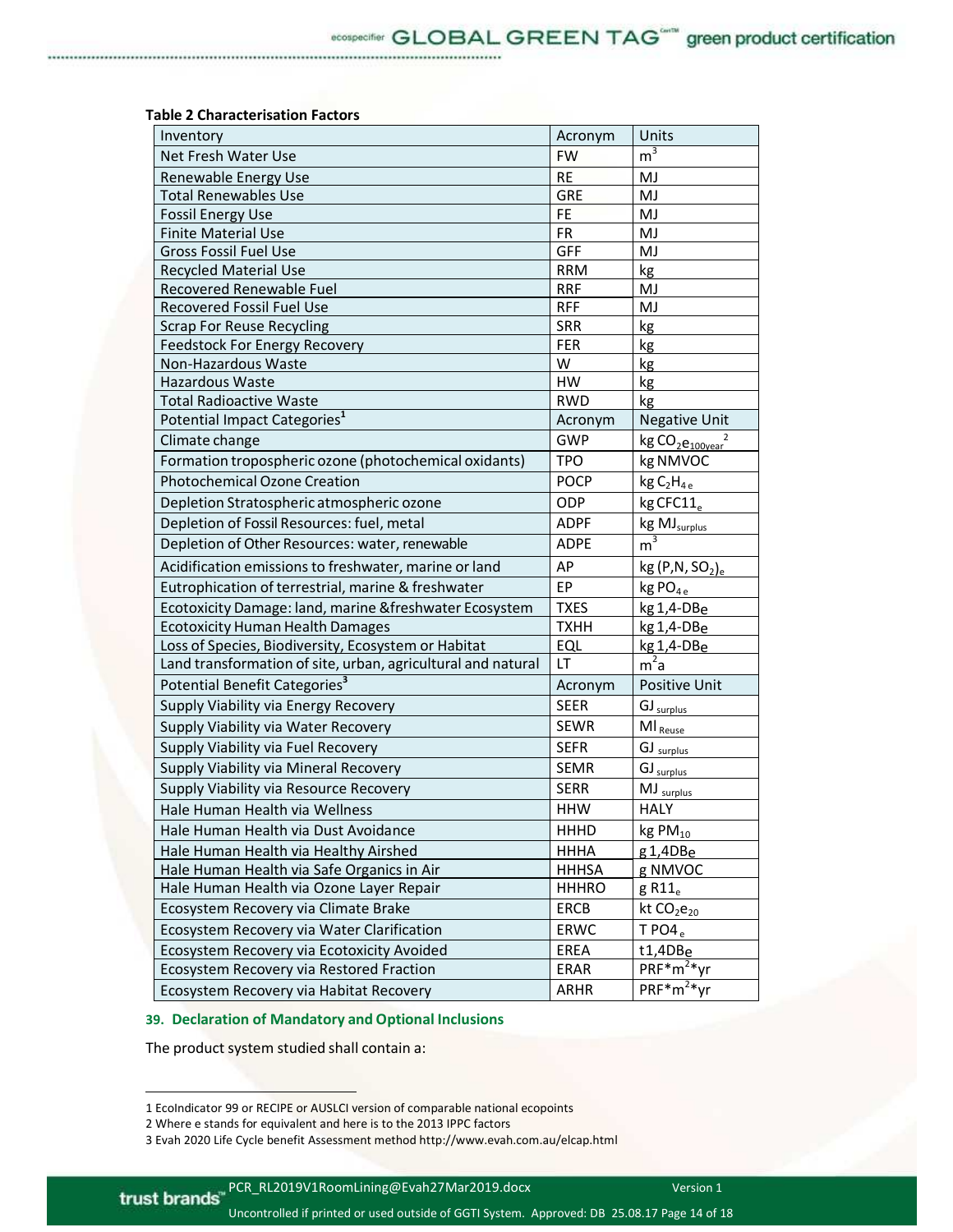**Table 2 Characterisation Factors**

| Inventory | Acronym | Units |
|---|---|---|
| Net Fresh Water Use | FW | $m^3$ |
| Renewable Energy Use | RE | MJ |
| Total Renewables Use | GRE | MJ |
| Fossil Energy Use | FE | MJ |
| Finite Material Use | FR | MJ |
| Gross Fossil Fuel Use | GFF | MJ |
| Recycled Material Use | RRM | kg |
| Recovered Renewable Fuel | RRF | MJ |
| Recovered Fossil Fuel Use | RFF | MJ |
| Scrap For Reuse Recycling | SRR | kg |
| Feedstock For Energy Recovery | FER | kg |
| Non-Hazardous Waste | W | kg |
| Hazardous Waste | HW | kg |
| Total Radioactive Waste | RWD | kg |
| Potential Impact Categories[1] | Acronym | Negative Unit |
| Climate change | GWP | kg $CO_2e_{100year}$[2] |
| Formation tropospheric ozone (photochemical oxidants) | TPO | kg NMVOC |
| Photochemical Ozone Creation | POCP | kg $C_2H_{4e}$ |
| Depletion Stratospheric atmospheric ozone | ODP | kg $CFC11_e$ |
| Depletion of Fossil Resources: fuel, metal | ADPF | kg $MJ_{surplus}$ |
| Depletion of Other Resources: water, renewable | ADPE | $m^3$ |
| Acidification emissions to freshwater, marine or land | AP | kg $(P,N,SO_2)_e$ |
| Eutrophication of terrestrial, marine & freshwater | EP | kg $PO_{4e}$ |
| Ecotoxicity Damage: land, marine &freshwater Ecosystem | TXES | kg 1,4-DBe |
| Ecotoxicity Human Health Damages | TXHH | kg 1,4-DBe |
| Loss of Species, Biodiversity, Ecosystem or Habitat | EQL | kg 1,4-DBe |
| Land transformation of site, urban, agricultural and natural | LT | $m^2a$ |
| Potential Benefit Categories[3] | Acronym | Positive Unit |
| Supply Viability via Energy Recovery | SEER | $GJ_{surplus}$ |
| Supply Viability via Water Recovery | SEWR | $Ml_{Reuse}$ |
| Supply Viability via Fuel Recovery | SEFR | $GJ_{surplus}$ |
| Supply Viability via Mineral Recovery | SEMR | $GJ_{surplus}$ |
| Supply Viability via Resource Recovery | SERR | $MJ_{surplus}$ |
| Hale Human Health via Wellness | HHW | HALY |
| Hale Human Health via Dust Avoidance | HHHD | kg $PM_{10}$ |
| Hale Human Health via Healthy Airshed | HHHA | g 1,4DBe |
| Hale Human Health via Safe Organics in Air | HHHSA | g NMVOC |
| Hale Human Health via Ozone Layer Repair | HHHRO | g $R11_e$ |
| Ecosystem Recovery via Climate Brake | ERCB | kt $CO_2e_{20}$ |
| Ecosystem Recovery via Water Clarification | ERWC | T $PO4_e$ |
| Ecosystem Recovery via Ecotoxicity Avoided | EREA | t1,4DBe |
| Ecosystem Recovery via Restored Fraction | ERAR | PRF*$m^2$*yr |
| Ecosystem Recovery via Habitat Recovery | ARHR | PRF*$m^2$*yr |

## 39. Declaration of Mandatory and Optional Inclusions

The product system studied shall contain a:

---

1 EcoIndicator 99 or RECIPE or AUSLCI version of comparable national ecopoints

2 Where e stands for equivalent and here is to the 2013 IPPC factors

3 Evah 2020 Life Cycle benefit Assessment method http://www.evah.com.au/elcap.html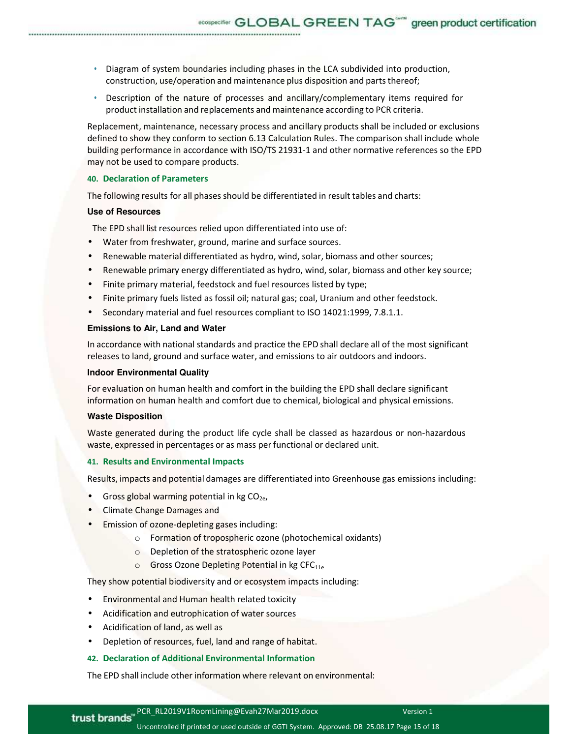- Diagram of system boundaries including phases in the LCA subdivided into production, construction, use/operation and maintenance plus disposition and parts thereof;
- Description of the nature of processes and ancillary/complementary items required for product installation and replacements and maintenance according to PCR criteria.

Replacement, maintenance, necessary process and ancillary products shall be included or exclusions defined to show they conform to section 6.13 Calculation Rules. The comparison shall include whole building performance in accordance with ISO/TS 21931-1 and other normative references so the EPD may not be used to compare products.

## 40. Declaration of Parameters

The following results for all phases should be differentiated in result tables and charts:

### Use of Resources

The EPD shall list resources relied upon differentiated into use of:

- Water from freshwater, ground, marine and surface sources.
- Renewable material differentiated as hydro, wind, solar, biomass and other sources;
- Renewable primary energy differentiated as hydro, wind, solar, biomass and other key source;
- Finite primary material, feedstock and fuel resources listed by type;
- Finite primary fuels listed as fossil oil; natural gas; coal, Uranium and other feedstock.
- Secondary material and fuel resources compliant to ISO 14021:1999, 7.8.1.1.

### Emissions to Air, Land and Water

In accordance with national standards and practice the EPD shall declare all of the most significant releases to land, ground and surface water, and emissions to air outdoors and indoors.

### Indoor Environmental Quality

For evaluation on human health and comfort in the building the EPD shall declare significant information on human health and comfort due to chemical, biological and physical emissions.

### Waste Disposition

Waste generated during the product life cycle shall be classed as hazardous or non-hazardous waste, expressed in percentages or as mass per functional or declared unit.

## 41. Results and Environmental Impacts

Results, impacts and potential damages are differentiated into Greenhouse gas emissions including:

- Gross global warming potential in kg $CO_{2e}$,
- Climate Change Damages and
- Emission of ozone-depleting gases including:
  - Formation of tropospheric ozone (photochemical oxidants)
  - Depletion of the stratospheric ozone layer
  - Gross Ozone Depleting Potential in kg $CFC_{11e}$

They show potential biodiversity and or ecosystem impacts including:

- Environmental and Human health related toxicity
- Acidification and eutrophication of water sources
- Acidification of land, as well as
- Depletion of resources, fuel, land and range of habitat.

## 42. Declaration of Additional Environmental Information

The EPD shall include other information where relevant on environmental: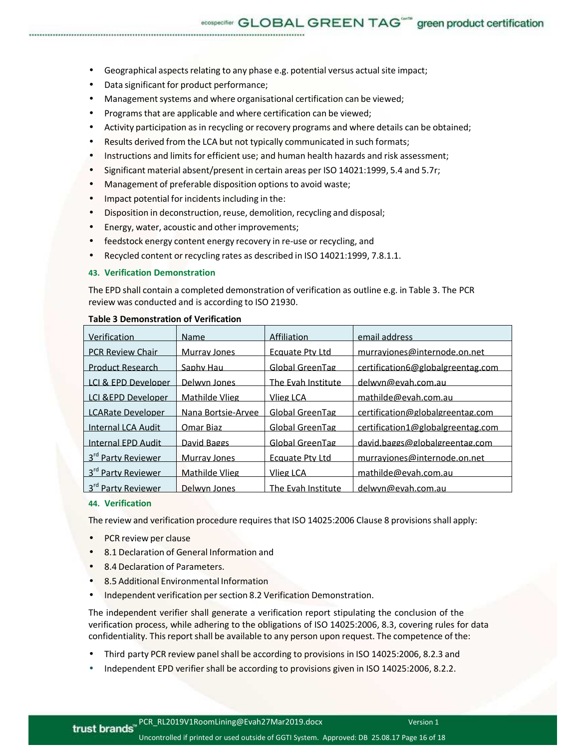- Geographical aspects relating to any phase e.g. potential versus actual site impact;
- Data significant for product performance;
- Management systems and where organisational certification can be viewed;
- Programs that are applicable and where certification can be viewed;
- Activity participation as in recycling or recovery programs and where details can be obtained;
- Results derived from the LCA but not typically communicated in such formats;
- Instructions and limits for efficient use; and human health hazards and risk assessment;
- Significant material absent/present in certain areas per ISO 14021:1999, 5.4 and 5.7r;
- Management of preferable disposition options to avoid waste;
- Impact potential for incidents including in the:
- Disposition in deconstruction, reuse, demolition, recycling and disposal;
- Energy, water, acoustic and other improvements;
- feedstock energy content energy recovery in re-use or recycling, and
- Recycled content or recycling rates as described in ISO 14021:1999, 7.8.1.1.

### 43. Verification Demonstration

The EPD shall contain a completed demonstration of verification as outline e.g. in Table 3. The PCR review was conducted and is according to ISO 21930.

**Table 3 Demonstration of Verification**

| Verification | Name | Affiliation | email address |
|---|---|---|---|
| PCR Review Chair | Murray Jones | Ecquate Pty Ltd | murrayjones@internode.on.net |
| Product Research | Saphy Hau | Global GreenTag | certification6@globalgreentag.com |
| LCI & EPD Developer | Delwyn Jones | The Evah Institute | delwyn@evah.com.au |
| LCI &EPD Developer | Mathilde Vlieg | Vlieg LCA | mathilde@evah.com.au |
| LCARate Developer | Nana Bortsie-Aryee | Global GreenTag | certification@globalgreentag.com |
| Internal LCA Audit | Omar Biaz | Global GreenTag | certification1@globalgreentag.com |
| Internal EPD Audit | David Baggs | Global GreenTag | david.baggs@globalgreentag.com |
| 3rd Party Reviewer | Murray Jones | Ecquate Pty Ltd | murrayjones@internode.on.net |
| 3rd Party Reviewer | Mathilde Vlieg | Vlieg LCA | mathilde@evah.com.au |
| 3rd Party Reviewer | Delwyn Jones | The Evah Institute | delwyn@evah.com.au |

### 44. Verification

The review and verification procedure requires that ISO 14025:2006 Clause 8 provisions shall apply:

- PCR review per clause
- 8.1 Declaration of General Information and
- 8.4 Declaration of Parameters.
- 8.5 Additional Environmental Information
- Independent verification per section 8.2 Verification Demonstration.

The independent verifier shall generate a verification report stipulating the conclusion of the verification process, while adhering to the obligations of ISO 14025:2006, 8.3, covering rules for data confidentiality. This report shall be available to any person upon request. The competence of the:

- Third party PCR review panel shall be according to provisions in ISO 14025:2006, 8.2.3 and
- Independent EPD verifier shall be according to provisions given in ISO 14025:2006, 8.2.2.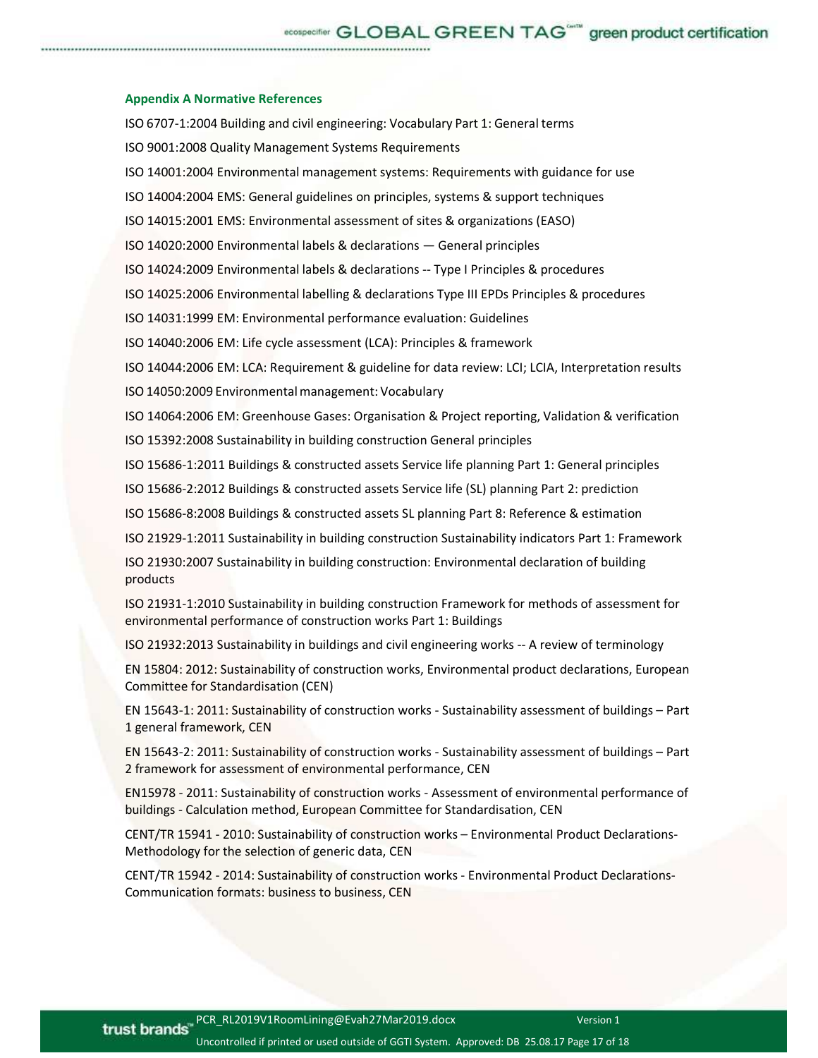### Appendix A Normative References

ISO 6707-1:2004 Building and civil engineering: Vocabulary Part 1: General terms

ISO 9001:2008 Quality Management Systems Requirements

ISO 14001:2004 Environmental management systems: Requirements with guidance for use

ISO 14004:2004 EMS: General guidelines on principles, systems & support techniques

ISO 14015:2001 EMS: Environmental assessment of sites & organizations (EASO)

ISO 14020:2000 Environmental labels & declarations — General principles

ISO 14024:2009 Environmental labels & declarations -- Type I Principles & procedures

ISO 14025:2006 Environmental labelling & declarations Type III EPDs Principles & procedures

ISO 14031:1999 EM: Environmental performance evaluation: Guidelines

ISO 14040:2006 EM: Life cycle assessment (LCA): Principles & framework

ISO 14044:2006 EM: LCA: Requirement & guideline for data review: LCI; LCIA, Interpretation results

ISO 14050:2009 Environmental management: Vocabulary

ISO 14064:2006 EM: Greenhouse Gases: Organisation & Project reporting, Validation & verification

ISO 15392:2008 Sustainability in building construction General principles

ISO 15686-1:2011 Buildings & constructed assets Service life planning Part 1: General principles

ISO 15686-2:2012 Buildings & constructed assets Service life (SL) planning Part 2: prediction

ISO 15686-8:2008 Buildings & constructed assets SL planning Part 8: Reference & estimation

ISO 21929-1:2011 Sustainability in building construction Sustainability indicators Part 1: Framework

ISO 21930:2007 Sustainability in building construction: Environmental declaration of building products

ISO 21931-1:2010 Sustainability in building construction Framework for methods of assessment for environmental performance of construction works Part 1: Buildings

ISO 21932:2013 Sustainability in buildings and civil engineering works -- A review of terminology

EN 15804: 2012: Sustainability of construction works, Environmental product declarations, European Committee for Standardisation (CEN)

EN 15643-1: 2011: Sustainability of construction works - Sustainability assessment of buildings – Part 1 general framework, CEN

EN 15643-2: 2011: Sustainability of construction works - Sustainability assessment of buildings – Part 2 framework for assessment of environmental performance, CEN

EN15978 - 2011: Sustainability of construction works - Assessment of environmental performance of buildings - Calculation method, European Committee for Standardisation, CEN

CENT/TR 15941 - 2010: Sustainability of construction works – Environmental Product Declarations- Methodology for the selection of generic data, CEN

CENT/TR 15942 - 2014: Sustainability of construction works - Environmental Product Declarations- Communication formats: business to business, CEN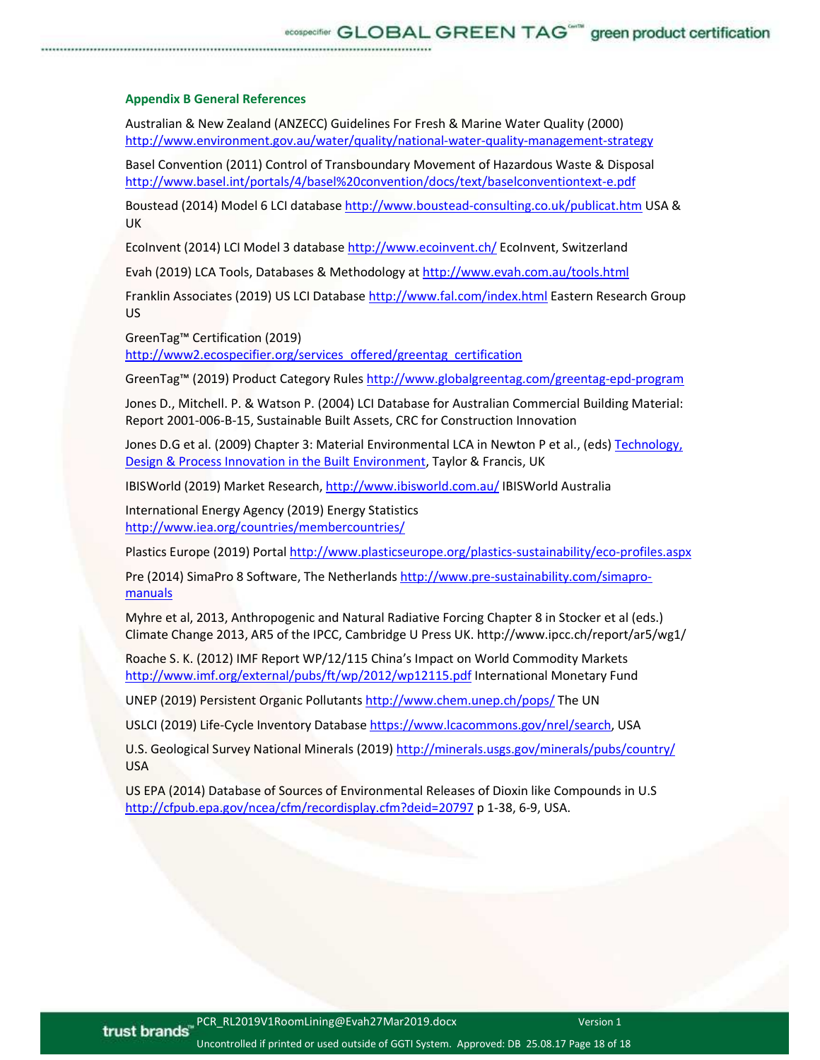### Appendix B General References

Australian & New Zealand (ANZECC) Guidelines For Fresh & Marine Water Quality (2000) http://www.environment.gov.au/water/quality/national-water-quality-management-strategy

Basel Convention (2011) Control of Transboundary Movement of Hazardous Waste & Disposal http://www.basel.int/portals/4/basel%20convention/docs/text/baselconventiontext-e.pdf

Boustead (2014) Model 6 LCI database http://www.boustead-consulting.co.uk/publicat.htm USA & UK

EcoInvent (2014) LCI Model 3 database http://www.ecoinvent.ch/ EcoInvent, Switzerland

Evah (2019) LCA Tools, Databases & Methodology at http://www.evah.com.au/tools.html

Franklin Associates (2019) US LCI Database http://www.fal.com/index.html Eastern Research Group US

GreenTag™ Certification (2019) http://www2.ecospecifier.org/services_offered/greentag_certification

GreenTag™ (2019) Product Category Rules http://www.globalgreentag.com/greentag-epd-program

Jones D., Mitchell. P. & Watson P. (2004) LCI Database for Australian Commercial Building Material: Report 2001-006-B-15, Sustainable Built Assets, CRC for Construction Innovation

Jones D.G et al. (2009) Chapter 3: Material Environmental LCA in Newton P et al., (eds) Technology, Design & Process Innovation in the Built Environment, Taylor & Francis, UK

IBISWorld (2019) Market Research, http://www.ibisworld.com.au/ IBISWorld Australia

International Energy Agency (2019) Energy Statistics http://www.iea.org/countries/membercountries/

Plastics Europe (2019) Portal http://www.plasticseurope.org/plastics-sustainability/eco-profiles.aspx

Pre (2014) SimaPro 8 Software, The Netherlands http://www.pre-sustainability.com/simapro-manuals

Myhre et al, 2013, Anthropogenic and Natural Radiative Forcing Chapter 8 in Stocker et al (eds.) Climate Change 2013, AR5 of the IPCC, Cambridge U Press UK. http://www.ipcc.ch/report/ar5/wg1/

Roache S. K. (2012) IMF Report WP/12/115 China's Impact on World Commodity Markets http://www.imf.org/external/pubs/ft/wp/2012/wp12115.pdf International Monetary Fund

UNEP (2019) Persistent Organic Pollutants http://www.chem.unep.ch/pops/ The UN

USLCI (2019) Life-Cycle Inventory Database https://www.lcacommons.gov/nrel/search, USA

U.S. Geological Survey National Minerals (2019) http://minerals.usgs.gov/minerals/pubs/country/ USA

US EPA (2014) Database of Sources of Environmental Releases of Dioxin like Compounds in U.S http://cfpub.epa.gov/ncea/cfm/recordisplay.cfm?deid=20797 p 1-38, 6-9, USA.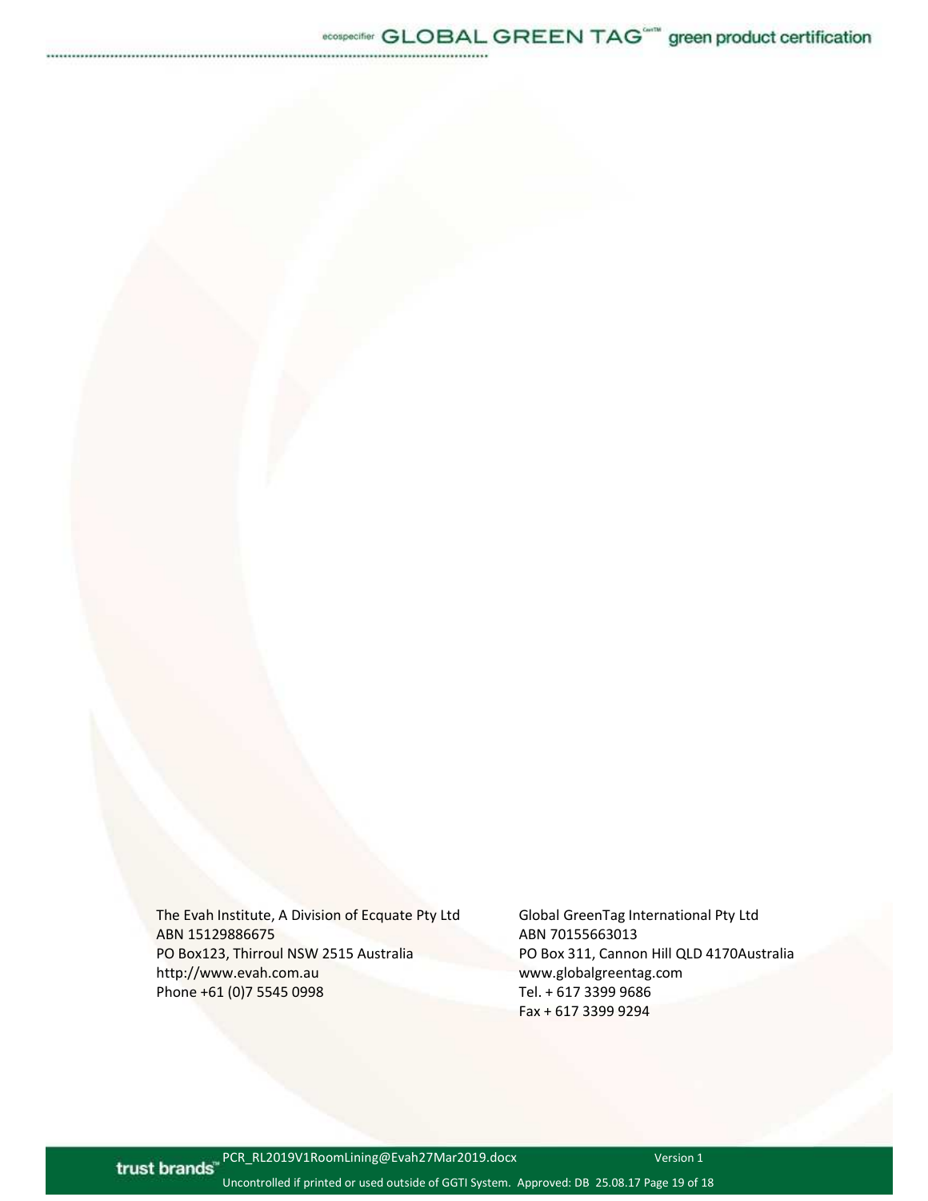The Evah Institute, A Division of Ecquate Pty Ltd
ABN 15129886675
PO Box123, Thirroul NSW 2515 Australia
http://www.evah.com.au
Phone +61 (0)7 5545 0998

Global GreenTag International Pty Ltd
ABN 70155663013
PO Box 311, Cannon Hill QLD 4170Australia
www.globalgreentag.com
Tel. + 617 3399 9686
Fax + 617 3399 9294